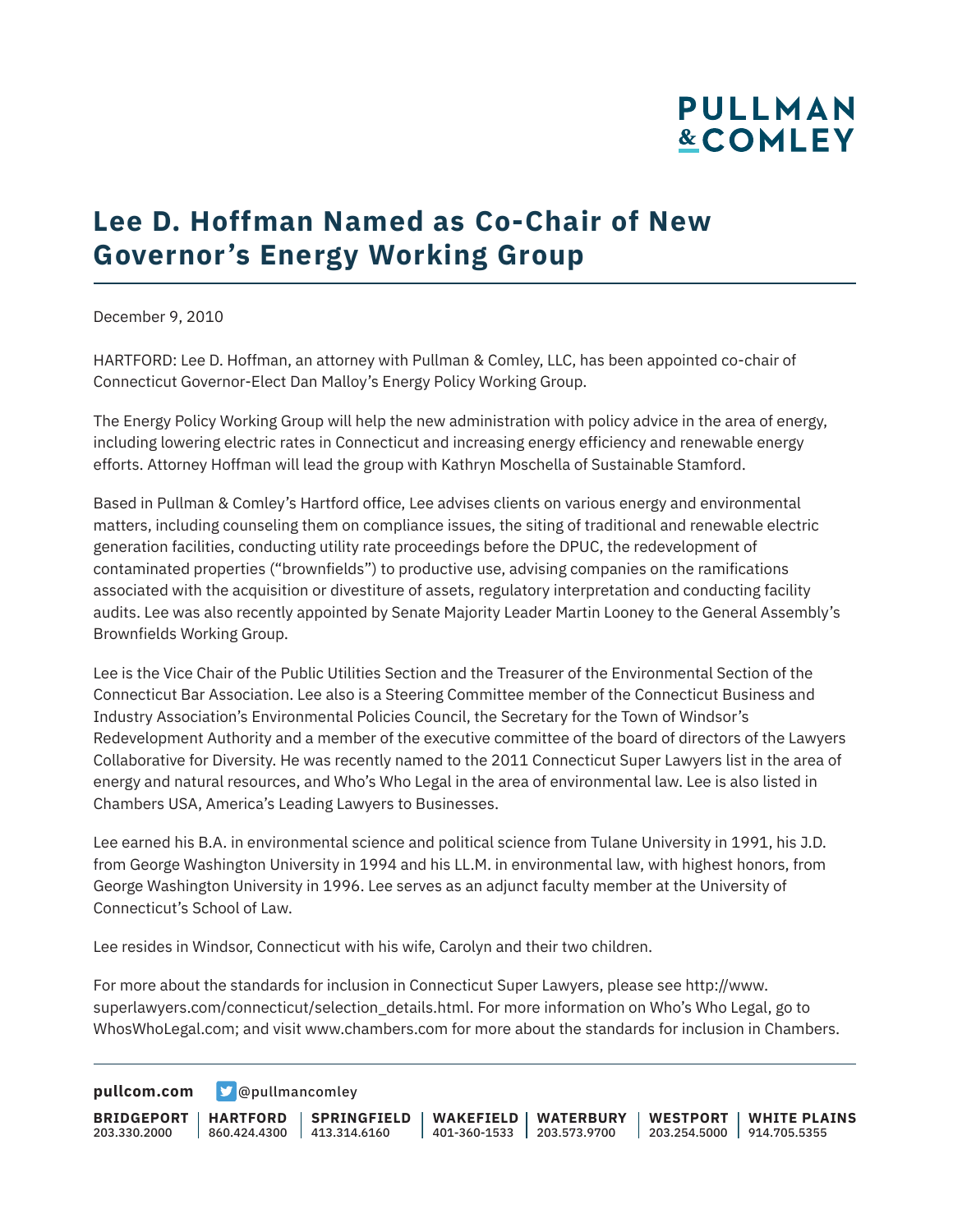# Lee D. Hoffman Named as Co-Chair of New Governor's Energy Working Group

December 9, 2010

HARTFORD: Lee D. Hoffman, an attorney with Pullman & Comley, LLC, has been appointed co-chair of Connecticut Governor-Elect Dan Malloy's Energy Policy Working Group.

The Energy Policy Working Group will help the new administration with policy advice in the area of energy, including lowering electric rates in Connecticut and increasing energy efficiency and renewable energy efforts. Attorney Hoffman will lead the group with Kathryn Moschella of Sustainable Stamford.

Based in Pullman & Comley's Hartford office, Lee advises clients on various energy and environmental matters, including counseling them on compliance issues, the siting of traditional and renewable electric generation facilities, conducting utility rate proceedings before the DPUC, the redevelopment of contaminated properties ("brownfields") to productive use, advising companies on the ramifications associated with the acquisition or divestiture of assets, regulatory interpretation and conducting facility audits. Lee was also recently appointed by Senate Majority Leader Martin Looney to the General Assembly's Brownfields Working Group.

Lee is the Vice Chair of the Public Utilities Section and the Treasurer of the Environmental Section of the Connecticut Bar Association. Lee also is a Steering Committee member of the Connecticut Business and Industry Association's Environmental Policies Council, the Secretary for the Town of Windsor's Redevelopment Authority and a member of the executive committee of the board of directors of the Lawyers Collaborative for Diversity. He was recently named to the 2011 Connecticut Super Lawyers list in the area of energy and natural resources, and Who's Who Legal in the area of environmental law. Lee is also listed in Chambers USA, America's Leading Lawyers to Businesses.

Lee earned his B.A. in environmental science and political science from Tulane University in 1991, his J.D. from George Washington University in 1994 and his LL.M. in environmental law, with highest honors, from George Washington University in 1996. Lee serves as an adjunct faculty member at the University of Connecticut's School of Law.

Lee resides in Windsor, Connecticut with his wife, Carolyn and their two children.

For more about the standards for inclusion in Connecticut Super Lawyers, please see http://www.superlawyers.com/connecticut/selection_details.html. For more information on Who's Who Legal, go to WhosWhoLegal.com; and visit www.chambers.com for more about the standards for inclusion in Chambers.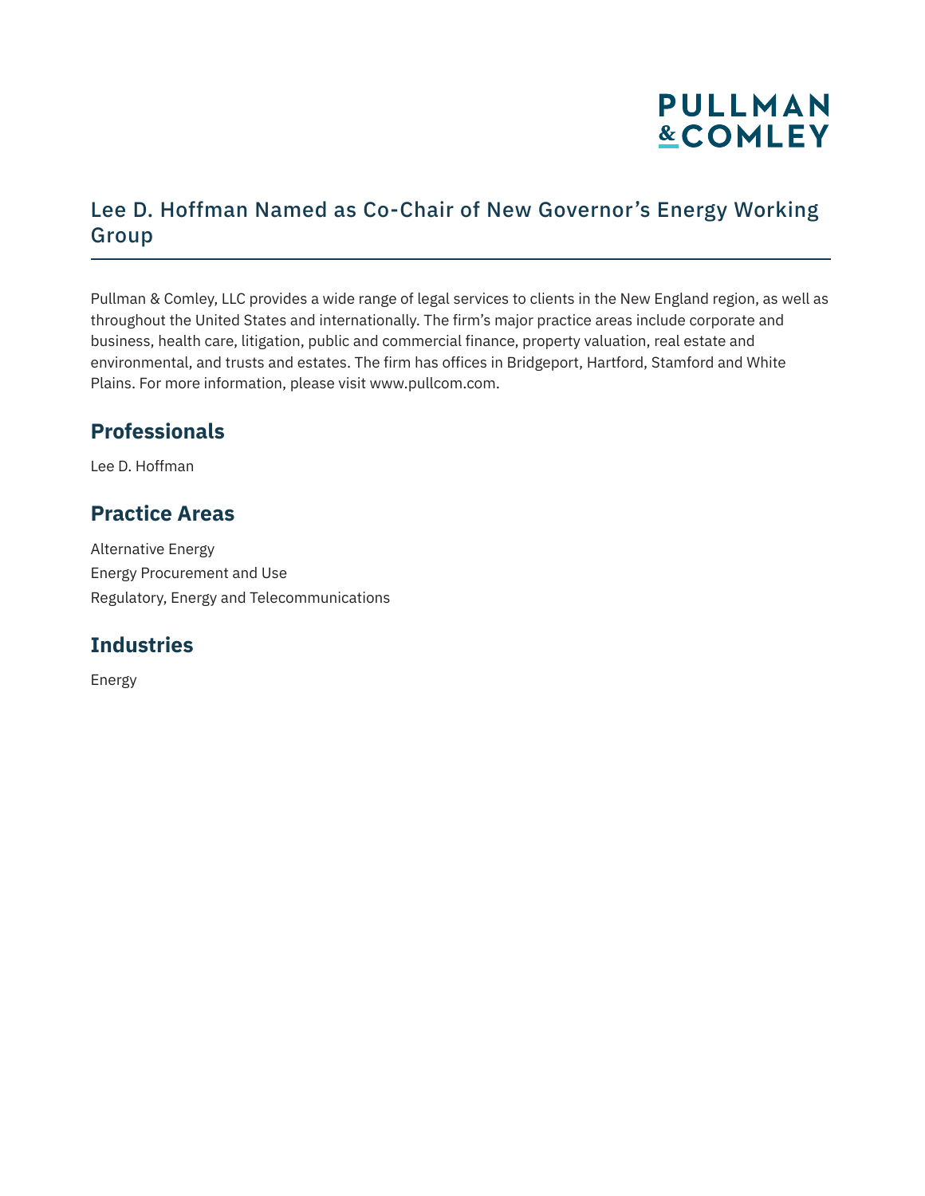## Lee D. Hoffman Named as Co-Chair of New Governor's Energy Working Group

Pullman & Comley, LLC provides a wide range of legal services to clients in the New England region, as well as throughout the United States and internationally. The firm's major practice areas include corporate and business, health care, litigation, public and commercial finance, property valuation, real estate and environmental, and trusts and estates. The firm has offices in Bridgeport, Hartford, Stamford and White Plains. For more information, please visit www.pullcom.com.

## Professionals

Lee D. Hoffman

## Practice Areas

Alternative Energy
Energy Procurement and Use
Regulatory, Energy and Telecommunications

## Industries

Energy